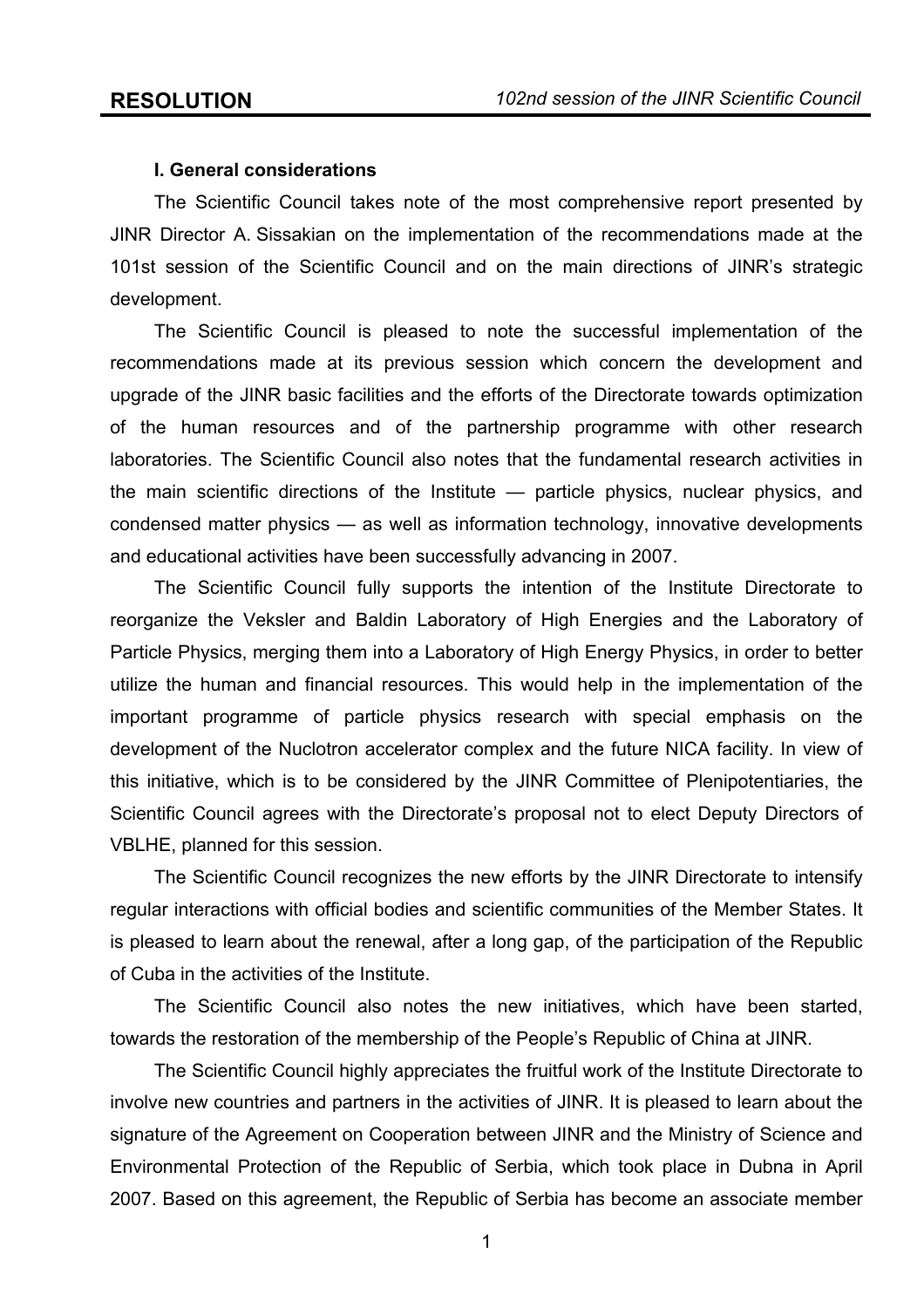### I. General considerations

The Scientific Council takes note of the most comprehensive report presented by JINR Director A. Sissakian on the implementation of the recommendations made at the 101st session of the Scientific Council and on the main directions of JINR's strategic development.

The Scientific Council is pleased to note the successful implementation of the recommendations made at its previous session which concern the development and upgrade of the JINR basic facilities and the efforts of the Directorate towards optimization of the human resources and of the partnership programme with other research laboratories. The Scientific Council also notes that the fundamental research activities in the main scientific directions of the Institute — particle physics, nuclear physics, and condensed matter physics — as well as information technology, innovative developments and educational activities have been successfully advancing in 2007.

The Scientific Council fully supports the intention of the Institute Directorate to reorganize the Veksler and Baldin Laboratory of High Energies and the Laboratory of Particle Physics, merging them into a Laboratory of High Energy Physics, in order to better utilize the human and financial resources. This would help in the implementation of the important programme of particle physics research with special emphasis on the development of the Nuclotron accelerator complex and the future NICA facility. In view of this initiative, which is to be considered by the JINR Committee of Plenipotentiaries, the Scientific Council agrees with the Directorate's proposal not to elect Deputy Directors of VBLHE, planned for this session.

The Scientific Council recognizes the new efforts by the JINR Directorate to intensify regular interactions with official bodies and scientific communities of the Member States. It is pleased to learn about the renewal, after a long gap, of the participation of the Republic of Cuba in the activities of the Institute.

The Scientific Council also notes the new initiatives, which have been started, towards the restoration of the membership of the People's Republic of China at JINR.

The Scientific Council highly appreciates the fruitful work of the Institute Directorate to involve new countries and partners in the activities of JINR. It is pleased to learn about the signature of the Agreement on Cooperation between JINR and the Ministry of Science and Environmental Protection of the Republic of Serbia, which took place in Dubna in April 2007. Based on this agreement, the Republic of Serbia has become an associate member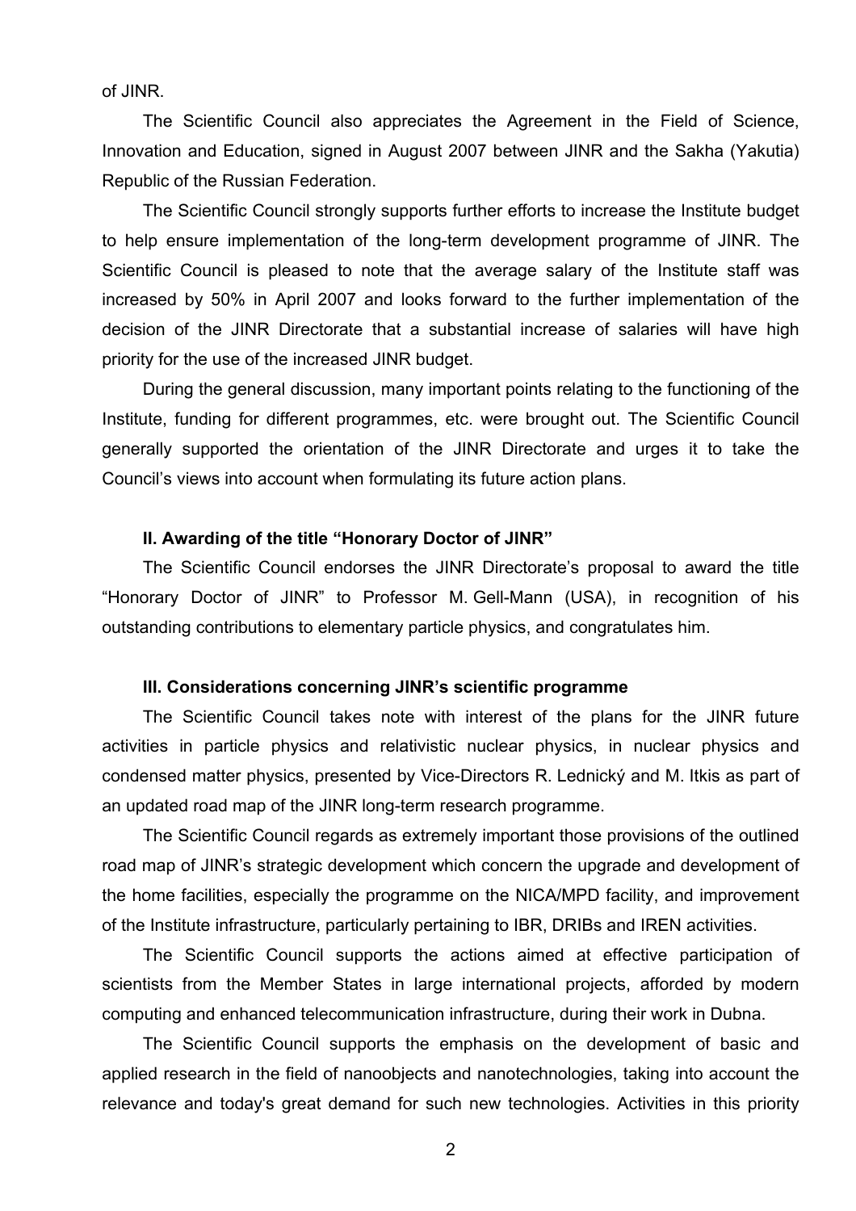of JINR.

The Scientific Council also appreciates the Agreement in the Field of Science, Innovation and Education, signed in August 2007 between JINR and the Sakha (Yakutia) Republic of the Russian Federation.

The Scientific Council strongly supports further efforts to increase the Institute budget to help ensure implementation of the long-term development programme of JINR. The Scientific Council is pleased to note that the average salary of the Institute staff was increased by 50% in April 2007 and looks forward to the further implementation of the decision of the JINR Directorate that a substantial increase of salaries will have high priority for the use of the increased JINR budget.

During the general discussion, many important points relating to the functioning of the Institute, funding for different programmes, etc. were brought out. The Scientific Council generally supported the orientation of the JINR Directorate and urges it to take the Council's views into account when formulating its future action plans.

### II. Awarding of the title "Honorary Doctor of JINR"

The Scientific Council endorses the JINR Directorate's proposal to award the title "Honorary Doctor of JINR" to Professor M. Gell-Mann (USA), in recognition of his outstanding contributions to elementary particle physics, and congratulates him.

### III. Considerations concerning JINR's scientific programme

The Scientific Council takes note with interest of the plans for the JINR future activities in particle physics and relativistic nuclear physics, in nuclear physics and condensed matter physics, presented by Vice-Directors R. Lednický and M. Itkis as part of an updated road map of the JINR long-term research programme.

The Scientific Council regards as extremely important those provisions of the outlined road map of JINR's strategic development which concern the upgrade and development of the home facilities, especially the programme on the NICA/MPD facility, and improvement of the Institute infrastructure, particularly pertaining to IBR, DRIBs and IREN activities.

The Scientific Council supports the actions aimed at effective participation of scientists from the Member States in large international projects, afforded by modern computing and enhanced telecommunication infrastructure, during their work in Dubna.

The Scientific Council supports the emphasis on the development of basic and applied research in the field of nanoobjects and nanotechnologies, taking into account the relevance and today's great demand for such new technologies. Activities in this priority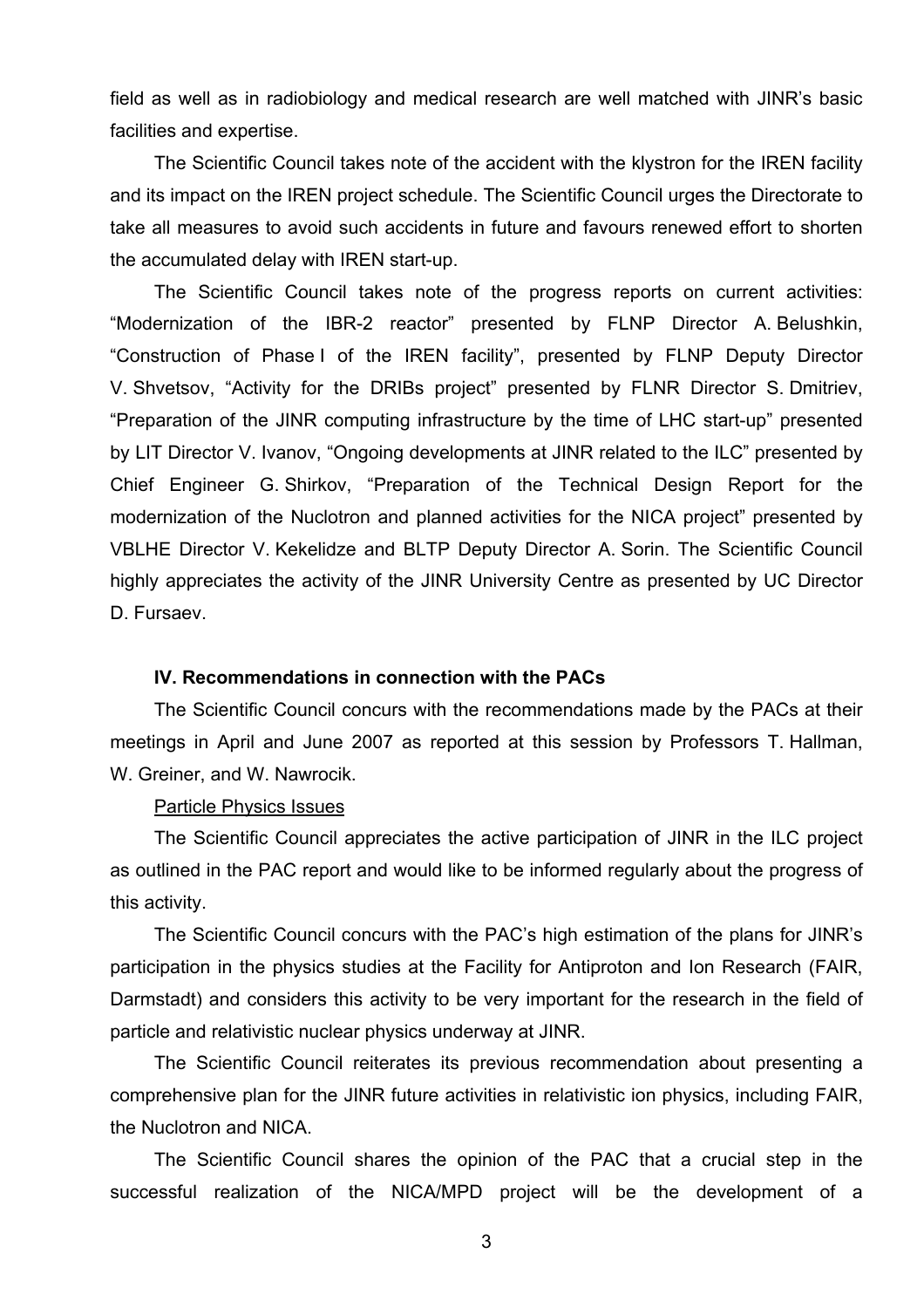field as well as in radiobiology and medical research are well matched with JINR's basic facilities and expertise.

The Scientific Council takes note of the accident with the klystron for the IREN facility and its impact on the IREN project schedule. The Scientific Council urges the Directorate to take all measures to avoid such accidents in future and favours renewed effort to shorten the accumulated delay with IREN start-up.

The Scientific Council takes note of the progress reports on current activities: "Modernization of the IBR-2 reactor" presented by FLNP Director A. Belushkin, "Construction of Phase I of the IREN facility", presented by FLNP Deputy Director V. Shvetsov, "Activity for the DRIBs project" presented by FLNR Director S. Dmitriev, "Preparation of the JINR computing infrastructure by the time of LHC start-up" presented by LIT Director V. Ivanov, "Ongoing developments at JINR related to the ILC" presented by Chief Engineer G. Shirkov, "Preparation of the Technical Design Report for the modernization of the Nuclotron and planned activities for the NICA project" presented by VBLHE Director V. Kekelidze and BLTP Deputy Director A. Sorin. The Scientific Council highly appreciates the activity of the JINR University Centre as presented by UC Director D. Fursaev.

**IV. Recommendations in connection with the PACs**

The Scientific Council concurs with the recommendations made by the PACs at their meetings in April and June 2007 as reported at this session by Professors T. Hallman, W. Greiner, and W. Nawrocik.

Particle Physics Issues

The Scientific Council appreciates the active participation of JINR in the ILC project as outlined in the PAC report and would like to be informed regularly about the progress of this activity.

The Scientific Council concurs with the PAC's high estimation of the plans for JINR's participation in the physics studies at the Facility for Antiproton and Ion Research (FAIR, Darmstadt) and considers this activity to be very important for the research in the field of particle and relativistic nuclear physics underway at JINR.

The Scientific Council reiterates its previous recommendation about presenting a comprehensive plan for the JINR future activities in relativistic ion physics, including FAIR, the Nuclotron and NICA.

The Scientific Council shares the opinion of the PAC that a crucial step in the successful realization of the NICA/MPD project will be the development of a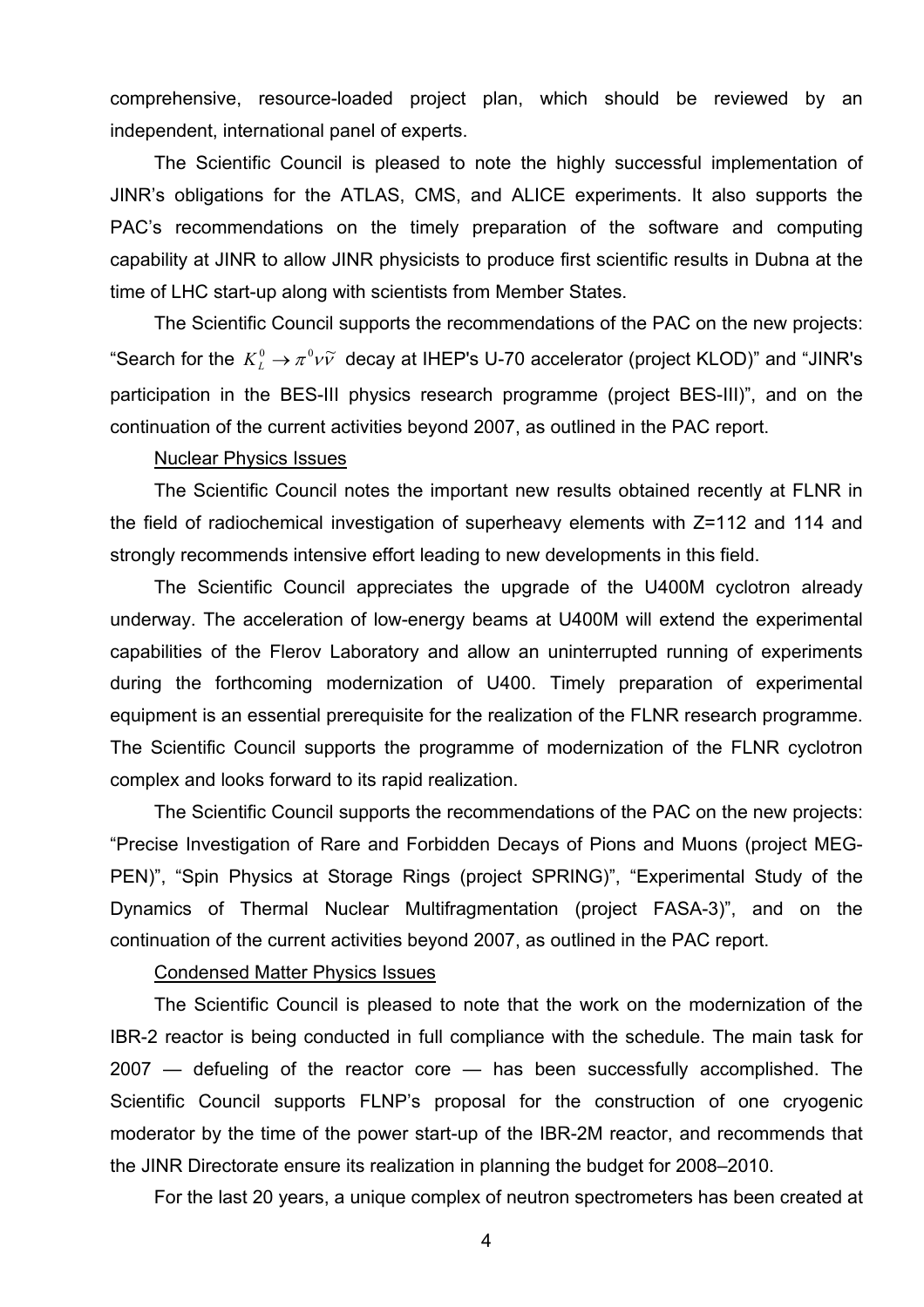comprehensive, resource-loaded project plan, which should be reviewed by an independent, international panel of experts.

The Scientific Council is pleased to note the highly successful implementation of JINR's obligations for the ATLAS, CMS, and ALICE experiments. It also supports the PAC's recommendations on the timely preparation of the software and computing capability at JINR to allow JINR physicists to produce first scientific results in Dubna at the time of LHC start-up along with scientists from Member States.

The Scientific Council supports the recommendations of the PAC on the new projects: "Search for the $K_L^0 \to \pi^0 \nu \tilde{\nu}$ decay at IHEP's U-70 accelerator (project KLOD)" and "JINR's participation in the BES-III physics research programme (project BES-III)", and on the continuation of the current activities beyond 2007, as outlined in the PAC report.

Nuclear Physics Issues

The Scientific Council notes the important new results obtained recently at FLNR in the field of radiochemical investigation of superheavy elements with Z=112 and 114 and strongly recommends intensive effort leading to new developments in this field.

The Scientific Council appreciates the upgrade of the U400M cyclotron already underway. The acceleration of low-energy beams at U400M will extend the experimental capabilities of the Flerov Laboratory and allow an uninterrupted running of experiments during the forthcoming modernization of U400. Timely preparation of experimental equipment is an essential prerequisite for the realization of the FLNR research programme. The Scientific Council supports the programme of modernization of the FLNR cyclotron complex and looks forward to its rapid realization.

The Scientific Council supports the recommendations of the PAC on the new projects: "Precise Investigation of Rare and Forbidden Decays of Pions and Muons (project MEG-PEN)", "Spin Physics at Storage Rings (project SPRING)", "Experimental Study of the Dynamics of Thermal Nuclear Multifragmentation (project FASA-3)", and on the continuation of the current activities beyond 2007, as outlined in the PAC report.

Condensed Matter Physics Issues

The Scientific Council is pleased to note that the work on the modernization of the IBR-2 reactor is being conducted in full compliance with the schedule. The main task for 2007 — defueling of the reactor core — has been successfully accomplished. The Scientific Council supports FLNP's proposal for the construction of one cryogenic moderator by the time of the power start-up of the IBR-2M reactor, and recommends that the JINR Directorate ensure its realization in planning the budget for 2008–2010.

For the last 20 years, a unique complex of neutron spectrometers has been created at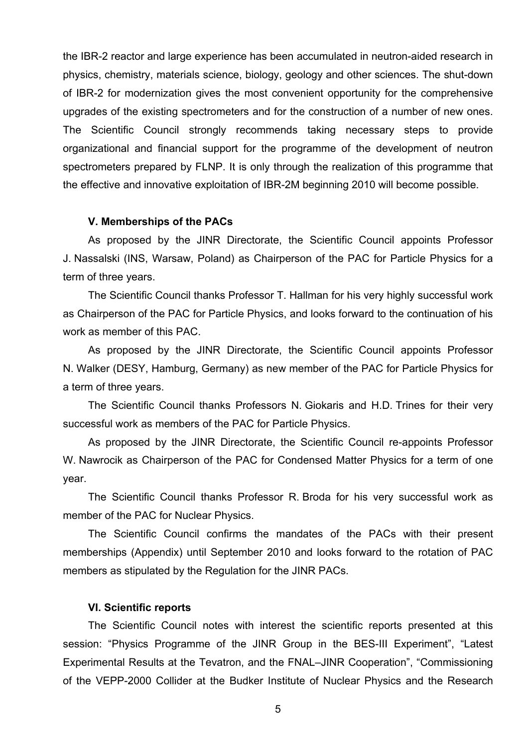the IBR-2 reactor and large experience has been accumulated in neutron-aided research in physics, chemistry, materials science, biology, geology and other sciences. The shut-down of IBR-2 for modernization gives the most convenient opportunity for the comprehensive upgrades of the existing spectrometers and for the construction of a number of new ones. The Scientific Council strongly recommends taking necessary steps to provide organizational and financial support for the programme of the development of neutron spectrometers prepared by FLNP. It is only through the realization of this programme that the effective and innovative exploitation of IBR-2M beginning 2010 will become possible.

### V. Memberships of the PACs

As proposed by the JINR Directorate, the Scientific Council appoints Professor J. Nassalski (INS, Warsaw, Poland) as Chairperson of the PAC for Particle Physics for a term of three years.

The Scientific Council thanks Professor T. Hallman for his very highly successful work as Chairperson of the PAC for Particle Physics, and looks forward to the continuation of his work as member of this PAC.

As proposed by the JINR Directorate, the Scientific Council appoints Professor N. Walker (DESY, Hamburg, Germany) as new member of the PAC for Particle Physics for a term of three years.

The Scientific Council thanks Professors N. Giokaris and H.D. Trines for their very successful work as members of the PAC for Particle Physics.

As proposed by the JINR Directorate, the Scientific Council re-appoints Professor W. Nawrocik as Chairperson of the PAC for Condensed Matter Physics for a term of one year.

The Scientific Council thanks Professor R. Broda for his very successful work as member of the PAC for Nuclear Physics.

The Scientific Council confirms the mandates of the PACs with their present memberships (Appendix) until September 2010 and looks forward to the rotation of PAC members as stipulated by the Regulation for the JINR PACs.

### VI. Scientific reports

The Scientific Council notes with interest the scientific reports presented at this session: "Physics Programme of the JINR Group in the BES-III Experiment", "Latest Experimental Results at the Tevatron, and the FNAL–JINR Cooperation", "Commissioning of the VEPP-2000 Collider at the Budker Institute of Nuclear Physics and the Research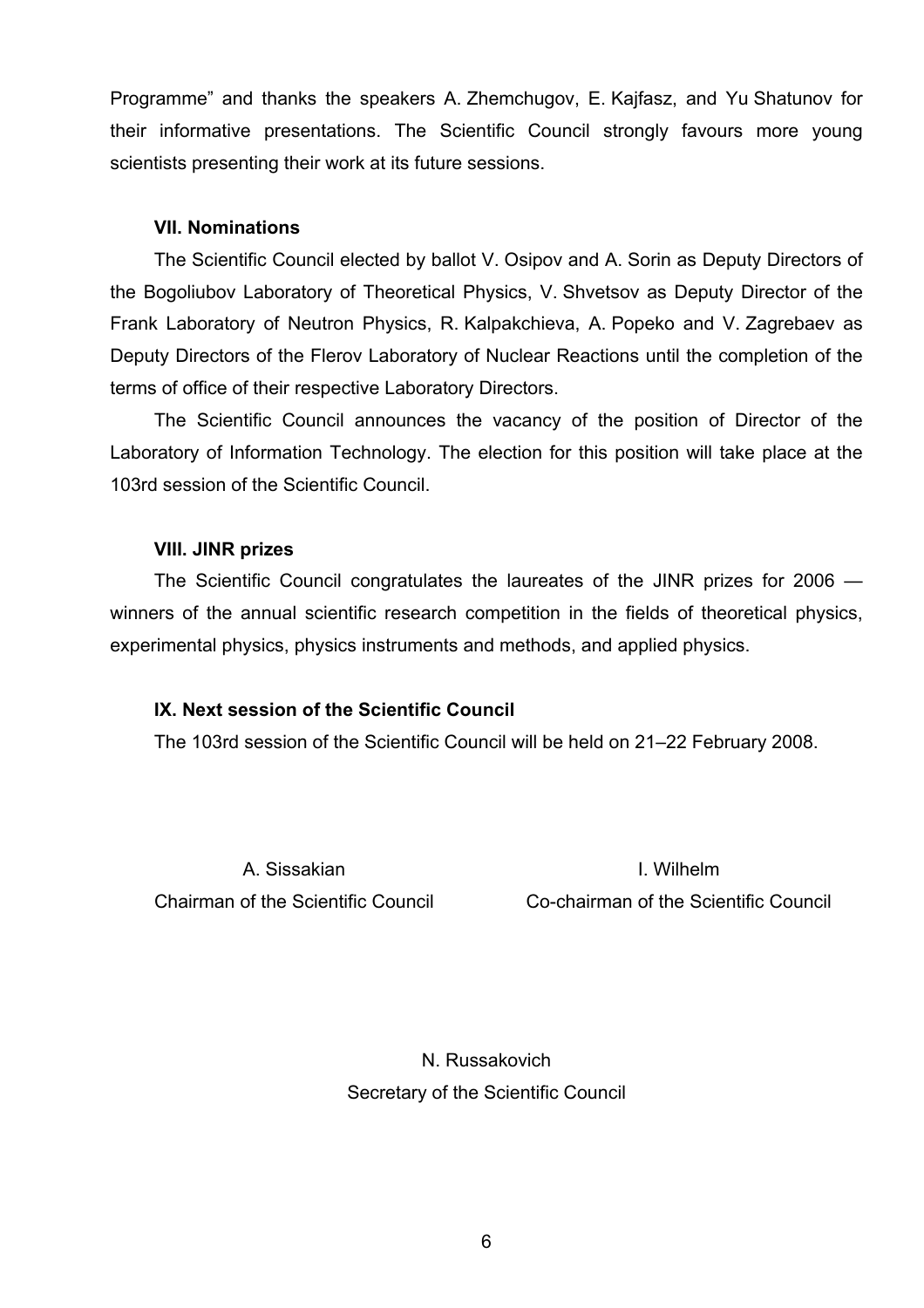Programme" and thanks the speakers A. Zhemchugov, E. Kajfasz, and Yu Shatunov for their informative presentations. The Scientific Council strongly favours more young scientists presenting their work at its future sessions.

**VII. Nominations**

The Scientific Council elected by ballot V. Osipov and A. Sorin as Deputy Directors of the Bogoliubov Laboratory of Theoretical Physics, V. Shvetsov as Deputy Director of the Frank Laboratory of Neutron Physics, R. Kalpakchieva, A. Popeko and V. Zagrebaev as Deputy Directors of the Flerov Laboratory of Nuclear Reactions until the completion of the terms of office of their respective Laboratory Directors.

The Scientific Council announces the vacancy of the position of Director of the Laboratory of Information Technology. The election for this position will take place at the 103rd session of the Scientific Council.

**VIII. JINR prizes**

The Scientific Council congratulates the laureates of the JINR prizes for 2006 — winners of the annual scientific research competition in the fields of theoretical physics, experimental physics, physics instruments and methods, and applied physics.

**IX. Next session of the Scientific Council**

The 103rd session of the Scientific Council will be held on 21–22 February 2008.

A. Sissakian
Chairman of the Scientific Council

I. Wilhelm
Co-chairman of the Scientific Council

N. Russakovich
Secretary of the Scientific Council